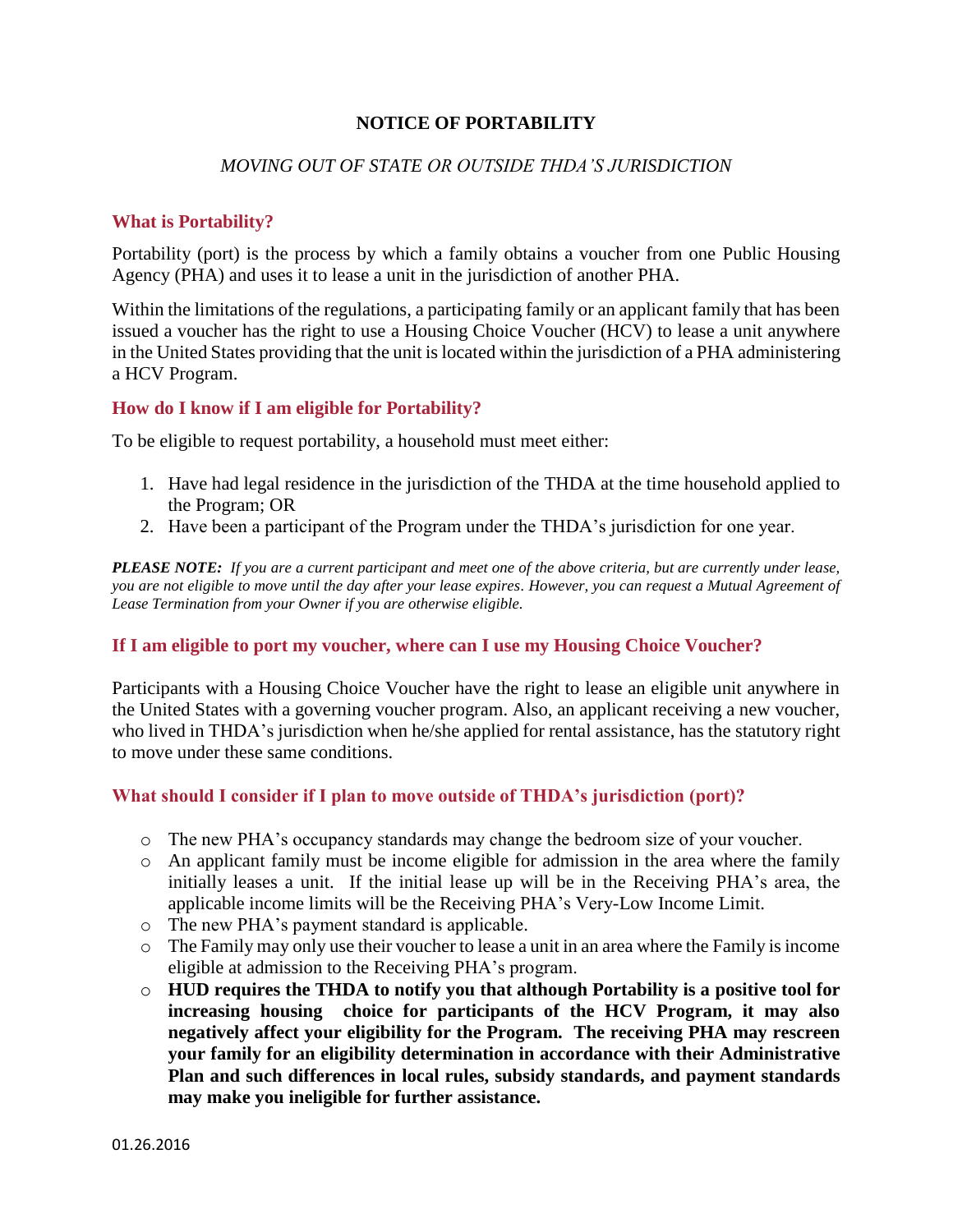# NOTICE OF PORTABILITY

*MOVING OUT OF STATE OR OUTSIDE THDA'S JURISDICTION*

## What is Portability?

Portability (port) is the process by which a family obtains a voucher from one Public Housing Agency (PHA) and uses it to lease a unit in the jurisdiction of another PHA.

Within the limitations of the regulations, a participating family or an applicant family that has been issued a voucher has the right to use a Housing Choice Voucher (HCV) to lease a unit anywhere in the United States providing that the unit is located within the jurisdiction of a PHA administering a HCV Program.

## How do I know if I am eligible for Portability?

To be eligible to request portability, a household must meet either:

1. Have had legal residence in the jurisdiction of the THDA at the time household applied to the Program; OR
2. Have been a participant of the Program under the THDA's jurisdiction for one year.

***PLEASE NOTE:*** *If you are a current participant and meet one of the above criteria, but are currently under lease, you are not eligible to move until the day after your lease expires. However, you can request a Mutual Agreement of Lease Termination from your Owner if you are otherwise eligible.*

## If I am eligible to port my voucher, where can I use my Housing Choice Voucher?

Participants with a Housing Choice Voucher have the right to lease an eligible unit anywhere in the United States with a governing voucher program. Also, an applicant receiving a new voucher, who lived in THDA's jurisdiction when he/she applied for rental assistance, has the statutory right to move under these same conditions.

## What should I consider if I plan to move outside of THDA's jurisdiction (port)?

- The new PHA's occupancy standards may change the bedroom size of your voucher.
- An applicant family must be income eligible for admission in the area where the family initially leases a unit. If the initial lease up will be in the Receiving PHA's area, the applicable income limits will be the Receiving PHA's Very-Low Income Limit.
- The new PHA's payment standard is applicable.
- The Family may only use their voucher to lease a unit in an area where the Family is income eligible at admission to the Receiving PHA's program.
- **HUD requires the THDA to notify you that although Portability is a positive tool for increasing housing choice for participants of the HCV Program, it may also negatively affect your eligibility for the Program. The receiving PHA may rescreen your family for an eligibility determination in accordance with their Administrative Plan and such differences in local rules, subsidy standards, and payment standards may make you ineligible for further assistance.**

01.26.2016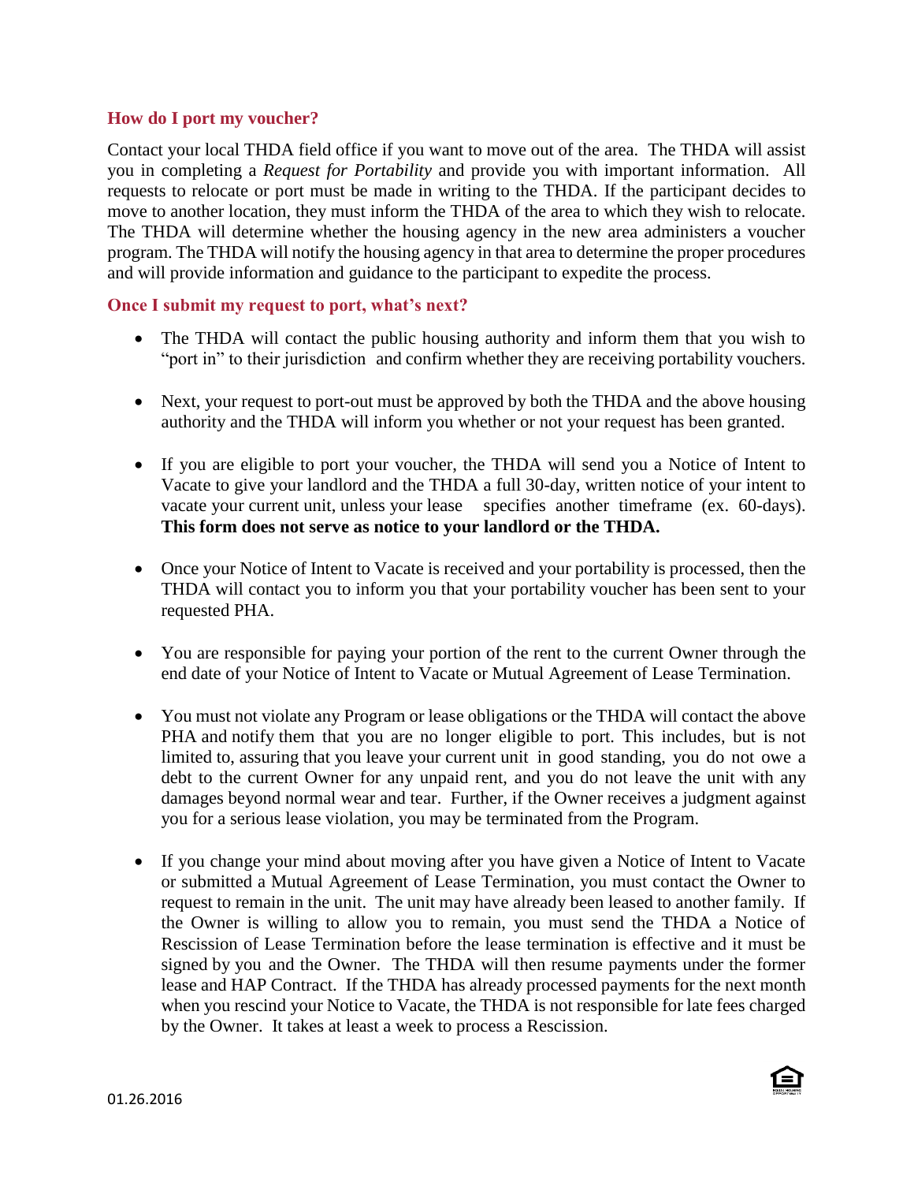### How do I port my voucher?

Contact your local THDA field office if you want to move out of the area. The THDA will assist you in completing a *Request for Portability* and provide you with important information. All requests to relocate or port must be made in writing to the THDA. If the participant decides to move to another location, they must inform the THDA of the area to which they wish to relocate. The THDA will determine whether the housing agency in the new area administers a voucher program. The THDA will notify the housing agency in that area to determine the proper procedures and will provide information and guidance to the participant to expedite the process.

### Once I submit my request to port, what's next?

- The THDA will contact the public housing authority and inform them that you wish to "port in" to their jurisdiction and confirm whether they are receiving portability vouchers.

- Next, your request to port-out must be approved by both the THDA and the above housing authority and the THDA will inform you whether or not your request has been granted.

- If you are eligible to port your voucher, the THDA will send you a Notice of Intent to Vacate to give your landlord and the THDA a full 30-day, written notice of your intent to vacate your current unit, unless your lease specifies another timeframe (ex. 60-days). **This form does not serve as notice to your landlord or the THDA.**

- Once your Notice of Intent to Vacate is received and your portability is processed, then the THDA will contact you to inform you that your portability voucher has been sent to your requested PHA.

- You are responsible for paying your portion of the rent to the current Owner through the end date of your Notice of Intent to Vacate or Mutual Agreement of Lease Termination.

- You must not violate any Program or lease obligations or the THDA will contact the above PHA and notify them that you are no longer eligible to port. This includes, but is not limited to, assuring that you leave your current unit in good standing, you do not owe a debt to the current Owner for any unpaid rent, and you do not leave the unit with any damages beyond normal wear and tear. Further, if the Owner receives a judgment against you for a serious lease violation, you may be terminated from the Program.

- If you change your mind about moving after you have given a Notice of Intent to Vacate or submitted a Mutual Agreement of Lease Termination, you must contact the Owner to request to remain in the unit. The unit may have already been leased to another family. If the Owner is willing to allow you to remain, you must send the THDA a Notice of Rescission of Lease Termination before the lease termination is effective and it must be signed by you and the Owner. The THDA will then resume payments under the former lease and HAP Contract. If the THDA has already processed payments for the next month when you rescind your Notice to Vacate, the THDA is not responsible for late fees charged by the Owner. It takes at least a week to process a Rescission.

01.26.2016